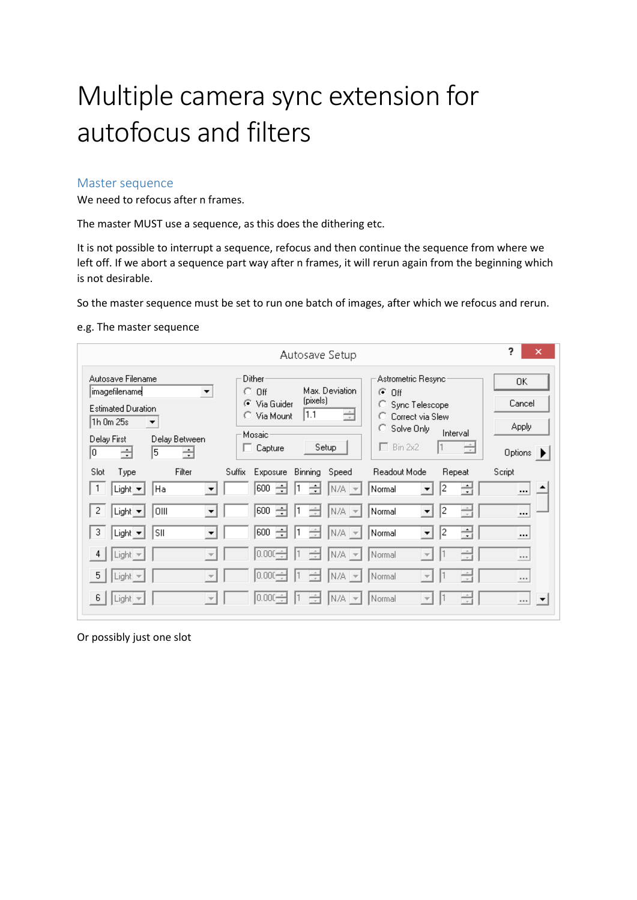# Multiple camera sync extension for autofocus and filters

## Master sequence

We need to refocus after n frames.

The master MUST use a sequence, as this does the dithering etc.

It is not possible to interrupt a sequence, refocus and then continue the sequence from where we left off. If we abort a sequence part way after n frames, it will rerun again from the beginning which is not desirable.

So the master sequence must be set to run one batch of images, after which we refocus and rerun.

e.g. The master sequence

**Autosave Setup**

- Autosave Filename: imagefilename
- Estimated Duration: 1h 0m 25s
- Delay First: 0
- Delay Between: 5
- Dither: Off / **Via Guider** (selected) / Via Mount
- Max. Deviation (pixels): 1.1
- Mosaic: Capture (unchecked), Setup
- Astrometric Resync: **Off** (selected) / Sync Telescope / Correct via Slew / Solve Only
- Interval: 1
- Bin 2x2 (unchecked)
- Buttons: OK, Cancel, Apply, Options

| Slot | Type | Filter | Suffix | Exposure | Binning | Speed | Readout Mode | Repeat | Script |
|---|---|---|---|---|---|---|---|---|---|
| 1 | Light | Ha | | 600 | 1 | N/A | Normal | 2 | ... |
| 2 | Light | OIII | | 600 | 1 | N/A | Normal | 2 | ... |
| 3 | Light | SII | | 600 | 1 | N/A | Normal | 2 | ... |
| 4 | Light | | | 0.000 | 1 | N/A | Normal | 1 | ... |
| 5 | Light | | | 0.000 | 1 | N/A | Normal | 1 | ... |
| 6 | Light | | | 0.000 | 1 | N/A | Normal | 1 | ... |

Or possibly just one slot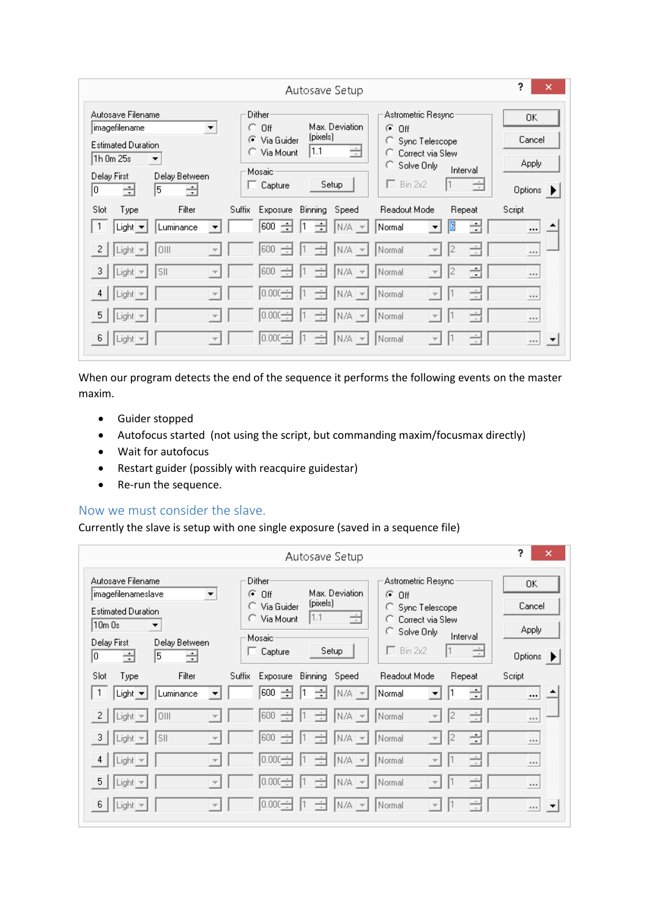When our program detects the end of the sequence it performs the following events on the master maxim.

- Guider stopped
- Autofocus started (not using the script, but commanding maxim/focusmax directly)
- Wait for autofocus
- Restart guider (possibly with reacquire guidestar)
- Re-run the sequence.

## Now we must consider the slave.

Currently the slave is setup with one single exposure (saved in a sequence file)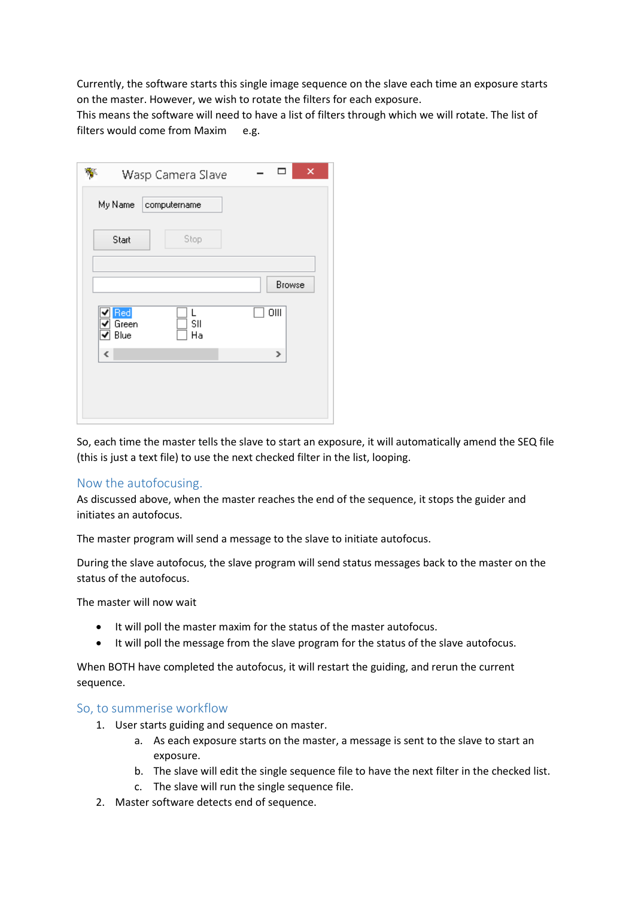Currently, the software starts this single image sequence on the slave each time an exposure starts on the master. However, we wish to rotate the filters for each exposure.
This means the software will need to have a list of filters through which we will rotate. The list of filters would come from Maxim e.g.

So, each time the master tells the slave to start an exposure, it will automatically amend the SEQ file (this is just a text file) to use the next checked filter in the list, looping.

## Now the autofocusing.

As discussed above, when the master reaches the end of the sequence, it stops the guider and initiates an autofocus.

The master program will send a message to the slave to initiate autofocus.

During the slave autofocus, the slave program will send status messages back to the master on the status of the autofocus.

The master will now wait

- It will poll the master maxim for the status of the master autofocus.
- It will poll the message from the slave program for the status of the slave autofocus.

When BOTH have completed the autofocus, it will restart the guiding, and rerun the current sequence.

## So, to summerise workflow

1. User starts guiding and sequence on master.
    a. As each exposure starts on the master, a message is sent to the slave to start an exposure.
    b. The slave will edit the single sequence file to have the next filter in the checked list.
    c. The slave will run the single sequence file.
2. Master software detects end of sequence.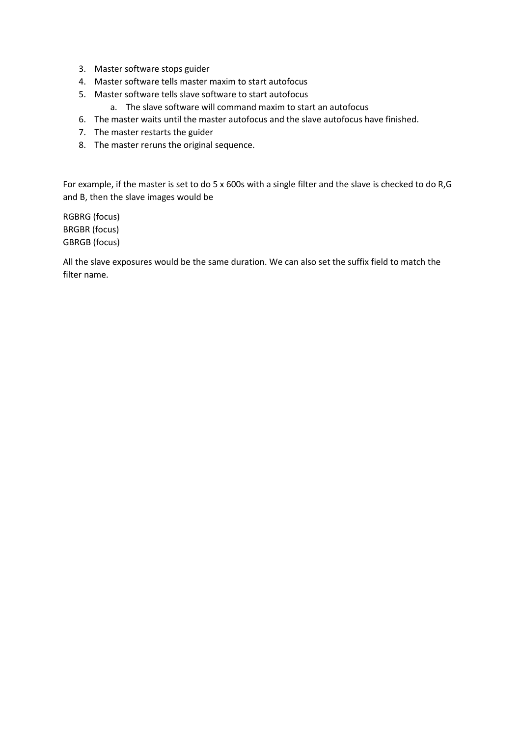3. Master software stops guider
4. Master software tells master maxim to start autofocus
5. Master software tells slave software to start autofocus
    a. The slave software will command maxim to start an autofocus
6. The master waits until the master autofocus and the slave autofocus have finished.
7. The master restarts the guider
8. The master reruns the original sequence.

For example, if the master is set to do 5 x 600s with a single filter and the slave is checked to do R,G and B, then the slave images would be

RGBRG (focus)
BRGBR (focus)
GBRGB (focus)

All the slave exposures would be the same duration. We can also set the suffix field to match the filter name.